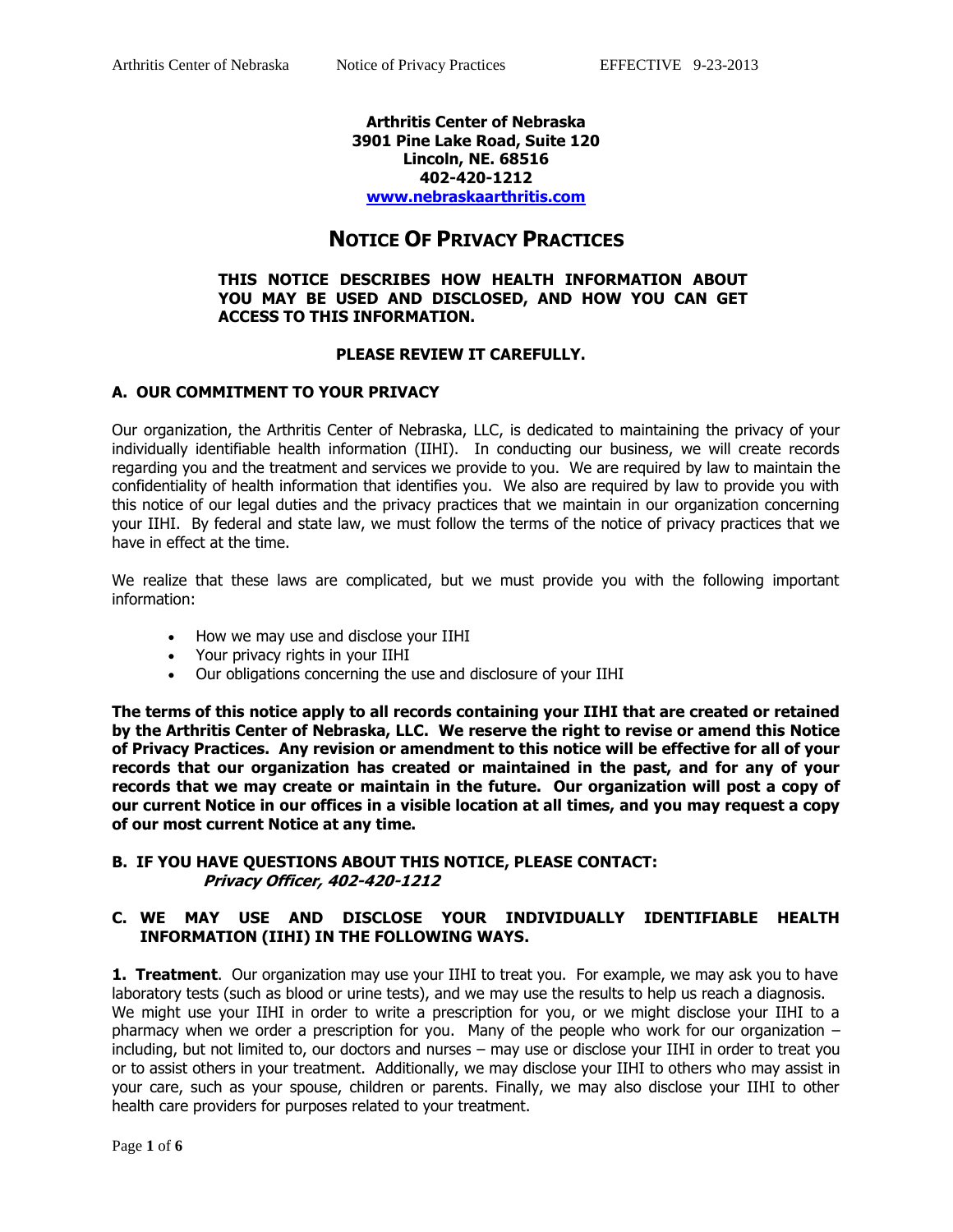**Arthritis Center of Nebraska**
**3901 Pine Lake Road, Suite 120**
**Lincoln, NE. 68516**
**402-420-1212**
**www.nebraskaarthritis.com**

# NOTICE OF PRIVACY PRACTICES

**THIS NOTICE DESCRIBES HOW HEALTH INFORMATION ABOUT YOU MAY BE USED AND DISCLOSED, AND HOW YOU CAN GET ACCESS TO THIS INFORMATION.**

**PLEASE REVIEW IT CAREFULLY.**

## A. OUR COMMITMENT TO YOUR PRIVACY

Our organization, the Arthritis Center of Nebraska, LLC, is dedicated to maintaining the privacy of your individually identifiable health information (IIHI). In conducting our business, we will create records regarding you and the treatment and services we provide to you. We are required by law to maintain the confidentiality of health information that identifies you. We also are required by law to provide you with this notice of our legal duties and the privacy practices that we maintain in our organization concerning your IIHI. By federal and state law, we must follow the terms of the notice of privacy practices that we have in effect at the time.

We realize that these laws are complicated, but we must provide you with the following important information:

- How we may use and disclose your IIHI
- Your privacy rights in your IIHI
- Our obligations concerning the use and disclosure of your IIHI

**The terms of this notice apply to all records containing your IIHI that are created or retained by the Arthritis Center of Nebraska, LLC. We reserve the right to revise or amend this Notice of Privacy Practices. Any revision or amendment to this notice will be effective for all of your records that our organization has created or maintained in the past, and for any of your records that we may create or maintain in the future. Our organization will post a copy of our current Notice in our offices in a visible location at all times, and you may request a copy of our most current Notice at any time.**

## B. IF YOU HAVE QUESTIONS ABOUT THIS NOTICE, PLEASE CONTACT:

***Privacy Officer, 402-420-1212***

## C. WE MAY USE AND DISCLOSE YOUR INDIVIDUALLY IDENTIFIABLE HEALTH INFORMATION (IIHI) IN THE FOLLOWING WAYS.

**1. Treatment**. Our organization may use your IIHI to treat you. For example, we may ask you to have laboratory tests (such as blood or urine tests), and we may use the results to help us reach a diagnosis. We might use your IIHI in order to write a prescription for you, or we might disclose your IIHI to a pharmacy when we order a prescription for you. Many of the people who work for our organization – including, but not limited to, our doctors and nurses – may use or disclose your IIHI in order to treat you or to assist others in your treatment. Additionally, we may disclose your IIHI to others who may assist in your care, such as your spouse, children or parents. Finally, we may also disclose your IIHI to other health care providers for purposes related to your treatment.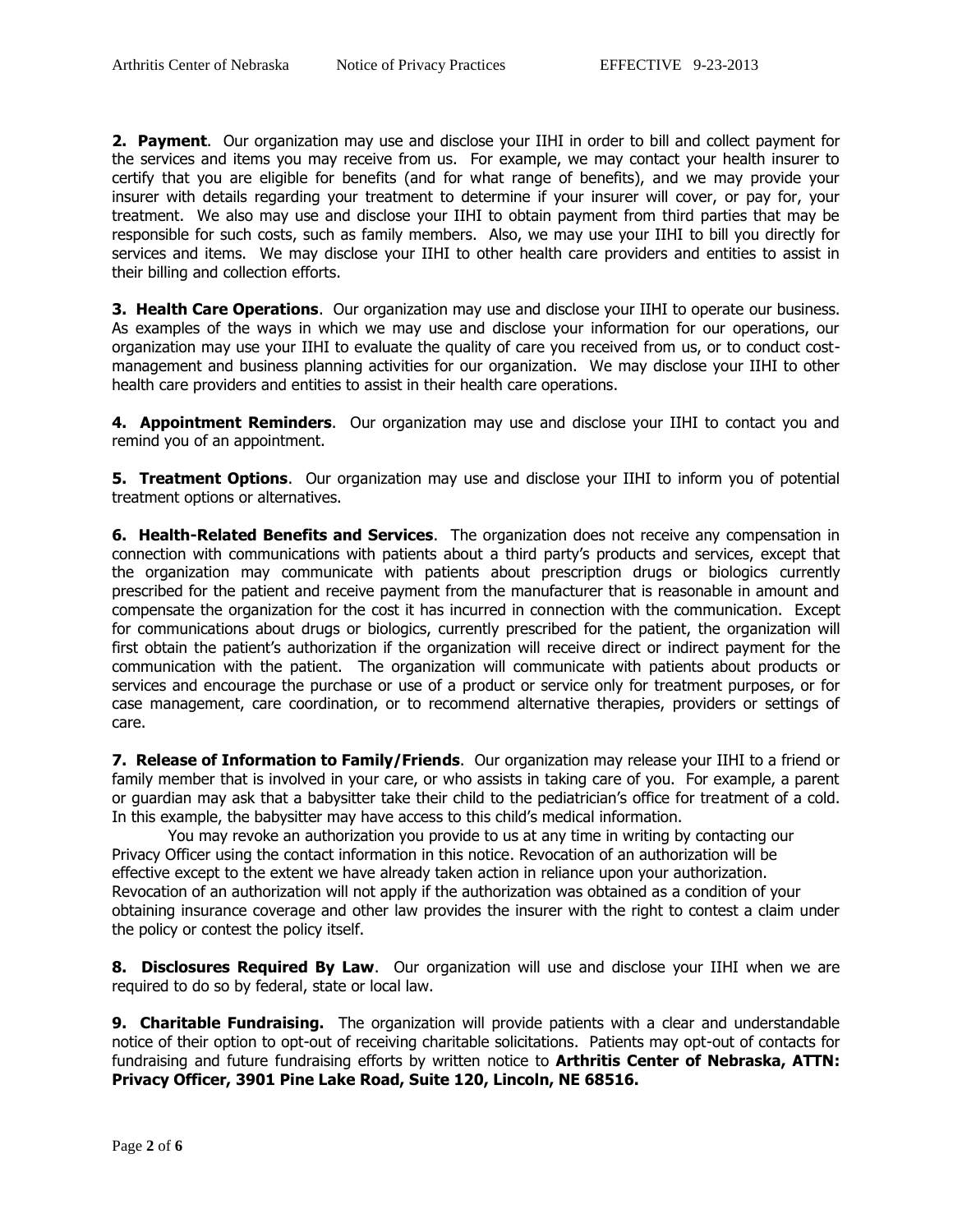**2. Payment**. Our organization may use and disclose your IIHI in order to bill and collect payment for the services and items you may receive from us. For example, we may contact your health insurer to certify that you are eligible for benefits (and for what range of benefits), and we may provide your insurer with details regarding your treatment to determine if your insurer will cover, or pay for, your treatment. We also may use and disclose your IIHI to obtain payment from third parties that may be responsible for such costs, such as family members. Also, we may use your IIHI to bill you directly for services and items. We may disclose your IIHI to other health care providers and entities to assist in their billing and collection efforts.

**3. Health Care Operations**. Our organization may use and disclose your IIHI to operate our business. As examples of the ways in which we may use and disclose your information for our operations, our organization may use your IIHI to evaluate the quality of care you received from us, or to conduct cost-management and business planning activities for our organization. We may disclose your IIHI to other health care providers and entities to assist in their health care operations.

**4. Appointment Reminders**. Our organization may use and disclose your IIHI to contact you and remind you of an appointment.

**5. Treatment Options**. Our organization may use and disclose your IIHI to inform you of potential treatment options or alternatives.

**6. Health-Related Benefits and Services**. The organization does not receive any compensation in connection with communications with patients about a third party's products and services, except that the organization may communicate with patients about prescription drugs or biologics currently prescribed for the patient and receive payment from the manufacturer that is reasonable in amount and compensate the organization for the cost it has incurred in connection with the communication. Except for communications about drugs or biologics, currently prescribed for the patient, the organization will first obtain the patient's authorization if the organization will receive direct or indirect payment for the communication with the patient. The organization will communicate with patients about products or services and encourage the purchase or use of a product or service only for treatment purposes, or for case management, care coordination, or to recommend alternative therapies, providers or settings of care.

**7. Release of Information to Family/Friends**. Our organization may release your IIHI to a friend or family member that is involved in your care, or who assists in taking care of you. For example, a parent or guardian may ask that a babysitter take their child to the pediatrician's office for treatment of a cold. In this example, the babysitter may have access to this child's medical information.

You may revoke an authorization you provide to us at any time in writing by contacting our Privacy Officer using the contact information in this notice. Revocation of an authorization will be effective except to the extent we have already taken action in reliance upon your authorization. Revocation of an authorization will not apply if the authorization was obtained as a condition of your obtaining insurance coverage and other law provides the insurer with the right to contest a claim under the policy or contest the policy itself.

**8. Disclosures Required By Law**. Our organization will use and disclose your IIHI when we are required to do so by federal, state or local law.

**9. Charitable Fundraising.** The organization will provide patients with a clear and understandable notice of their option to opt-out of receiving charitable solicitations. Patients may opt-out of contacts for fundraising and future fundraising efforts by written notice to **Arthritis Center of Nebraska, ATTN: Privacy Officer, 3901 Pine Lake Road, Suite 120, Lincoln, NE 68516.**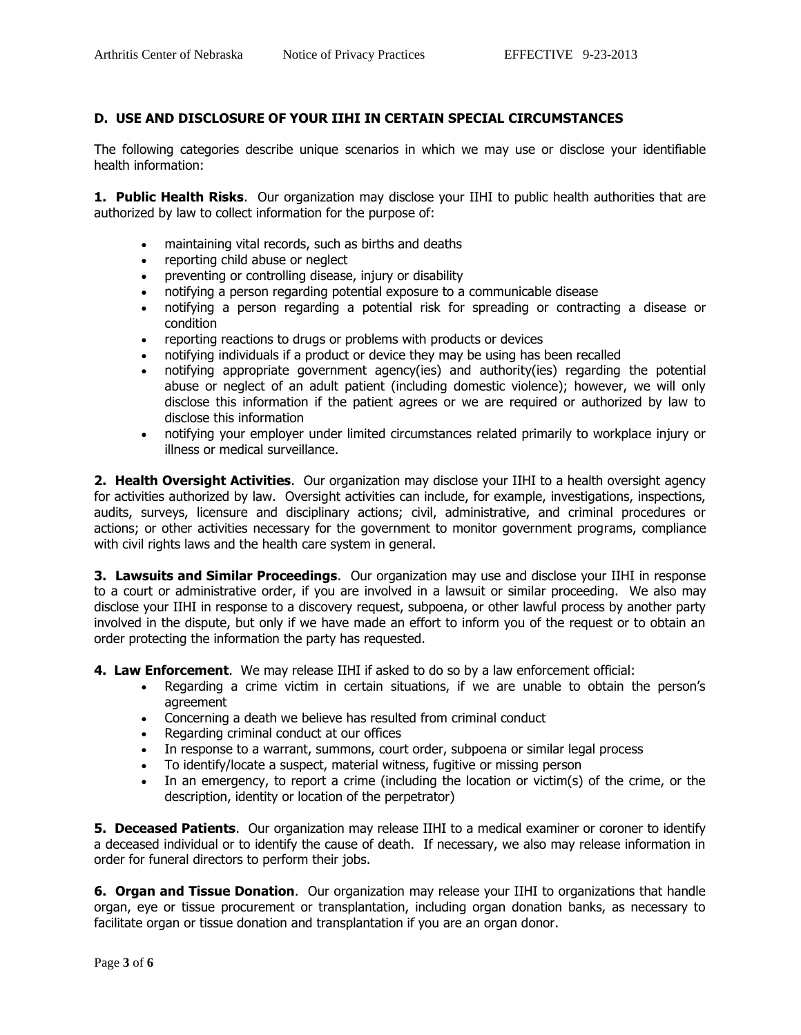## D. USE AND DISCLOSURE OF YOUR IIHI IN CERTAIN SPECIAL CIRCUMSTANCES

The following categories describe unique scenarios in which we may use or disclose your identifiable health information:

**1. Public Health Risks**. Our organization may disclose your IIHI to public health authorities that are authorized by law to collect information for the purpose of:

- maintaining vital records, such as births and deaths
- reporting child abuse or neglect
- preventing or controlling disease, injury or disability
- notifying a person regarding potential exposure to a communicable disease
- notifying a person regarding a potential risk for spreading or contracting a disease or condition
- reporting reactions to drugs or problems with products or devices
- notifying individuals if a product or device they may be using has been recalled
- notifying appropriate government agency(ies) and authority(ies) regarding the potential abuse or neglect of an adult patient (including domestic violence); however, we will only disclose this information if the patient agrees or we are required or authorized by law to disclose this information
- notifying your employer under limited circumstances related primarily to workplace injury or illness or medical surveillance.

**2. Health Oversight Activities**. Our organization may disclose your IIHI to a health oversight agency for activities authorized by law. Oversight activities can include, for example, investigations, inspections, audits, surveys, licensure and disciplinary actions; civil, administrative, and criminal procedures or actions; or other activities necessary for the government to monitor government programs, compliance with civil rights laws and the health care system in general.

**3. Lawsuits and Similar Proceedings**. Our organization may use and disclose your IIHI in response to a court or administrative order, if you are involved in a lawsuit or similar proceeding. We also may disclose your IIHI in response to a discovery request, subpoena, or other lawful process by another party involved in the dispute, but only if we have made an effort to inform you of the request or to obtain an order protecting the information the party has requested.

**4. Law Enforcement**. We may release IIHI if asked to do so by a law enforcement official:

- Regarding a crime victim in certain situations, if we are unable to obtain the person's agreement
- Concerning a death we believe has resulted from criminal conduct
- Regarding criminal conduct at our offices
- In response to a warrant, summons, court order, subpoena or similar legal process
- To identify/locate a suspect, material witness, fugitive or missing person
- In an emergency, to report a crime (including the location or victim(s) of the crime, or the description, identity or location of the perpetrator)

**5. Deceased Patients**. Our organization may release IIHI to a medical examiner or coroner to identify a deceased individual or to identify the cause of death. If necessary, we also may release information in order for funeral directors to perform their jobs.

**6. Organ and Tissue Donation**. Our organization may release your IIHI to organizations that handle organ, eye or tissue procurement or transplantation, including organ donation banks, as necessary to facilitate organ or tissue donation and transplantation if you are an organ donor.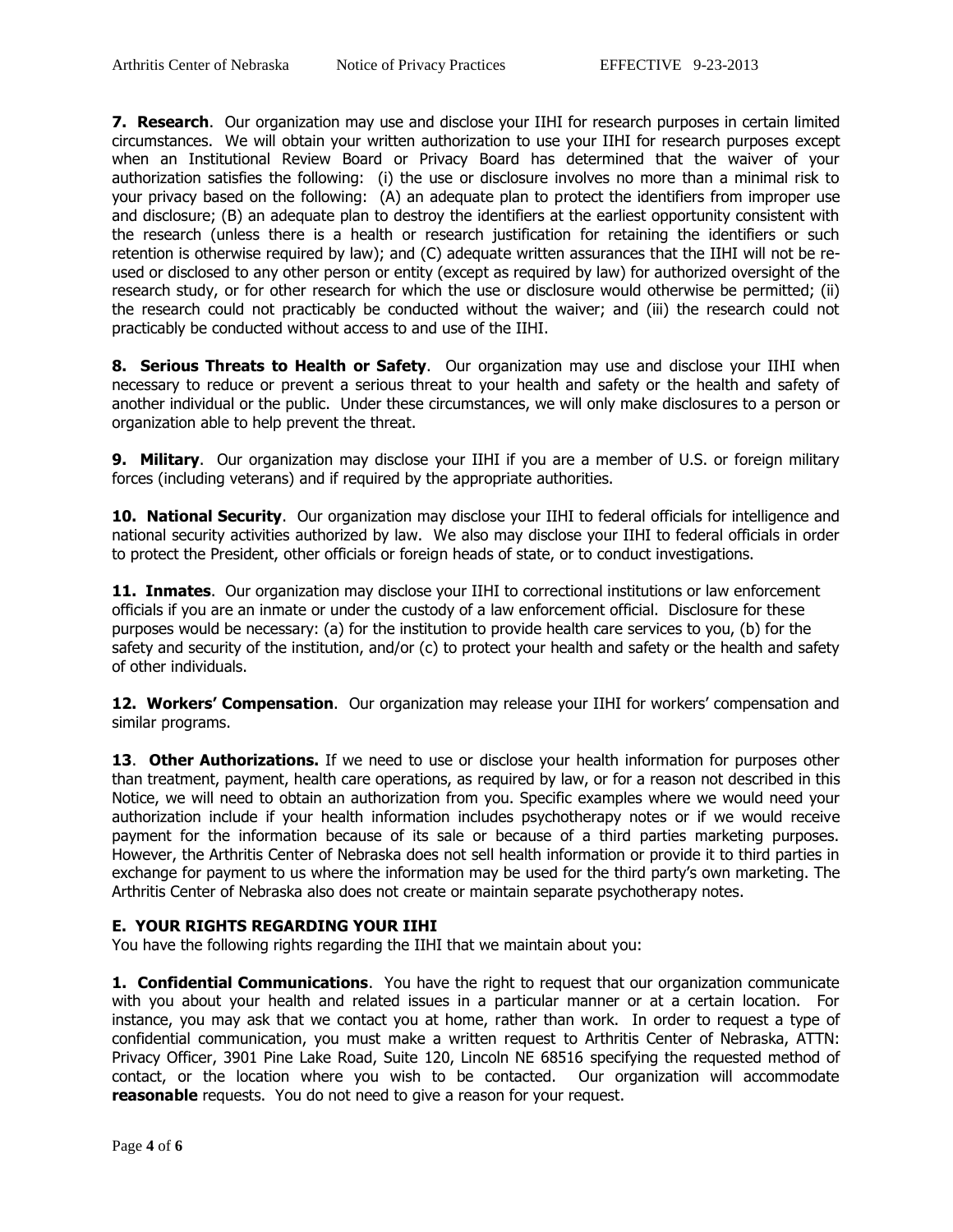**7. Research**. Our organization may use and disclose your IIHI for research purposes in certain limited circumstances. We will obtain your written authorization to use your IIHI for research purposes except when an Institutional Review Board or Privacy Board has determined that the waiver of your authorization satisfies the following: (i) the use or disclosure involves no more than a minimal risk to your privacy based on the following: (A) an adequate plan to protect the identifiers from improper use and disclosure; (B) an adequate plan to destroy the identifiers at the earliest opportunity consistent with the research (unless there is a health or research justification for retaining the identifiers or such retention is otherwise required by law); and (C) adequate written assurances that the IIHI will not be re-used or disclosed to any other person or entity (except as required by law) for authorized oversight of the research study, or for other research for which the use or disclosure would otherwise be permitted; (ii) the research could not practicably be conducted without the waiver; and (iii) the research could not practicably be conducted without access to and use of the IIHI.

**8. Serious Threats to Health or Safety**. Our organization may use and disclose your IIHI when necessary to reduce or prevent a serious threat to your health and safety or the health and safety of another individual or the public. Under these circumstances, we will only make disclosures to a person or organization able to help prevent the threat.

**9. Military**. Our organization may disclose your IIHI if you are a member of U.S. or foreign military forces (including veterans) and if required by the appropriate authorities.

**10. National Security**. Our organization may disclose your IIHI to federal officials for intelligence and national security activities authorized by law. We also may disclose your IIHI to federal officials in order to protect the President, other officials or foreign heads of state, or to conduct investigations.

**11. Inmates**. Our organization may disclose your IIHI to correctional institutions or law enforcement officials if you are an inmate or under the custody of a law enforcement official. Disclosure for these purposes would be necessary: (a) for the institution to provide health care services to you, (b) for the safety and security of the institution, and/or (c) to protect your health and safety or the health and safety of other individuals.

**12. Workers' Compensation**. Our organization may release your IIHI for workers' compensation and similar programs.

**13**. **Other Authorizations.** If we need to use or disclose your health information for purposes other than treatment, payment, health care operations, as required by law, or for a reason not described in this Notice, we will need to obtain an authorization from you. Specific examples where we would need your authorization include if your health information includes psychotherapy notes or if we would receive payment for the information because of its sale or because of a third parties marketing purposes. However, the Arthritis Center of Nebraska does not sell health information or provide it to third parties in exchange for payment to us where the information may be used for the third party's own marketing. The Arthritis Center of Nebraska also does not create or maintain separate psychotherapy notes.

## E. YOUR RIGHTS REGARDING YOUR IIHI

You have the following rights regarding the IIHI that we maintain about you:

**1. Confidential Communications**. You have the right to request that our organization communicate with you about your health and related issues in a particular manner or at a certain location. For instance, you may ask that we contact you at home, rather than work. In order to request a type of confidential communication, you must make a written request to Arthritis Center of Nebraska, ATTN: Privacy Officer, 3901 Pine Lake Road, Suite 120, Lincoln NE 68516 specifying the requested method of contact, or the location where you wish to be contacted. Our organization will accommodate **reasonable** requests. You do not need to give a reason for your request.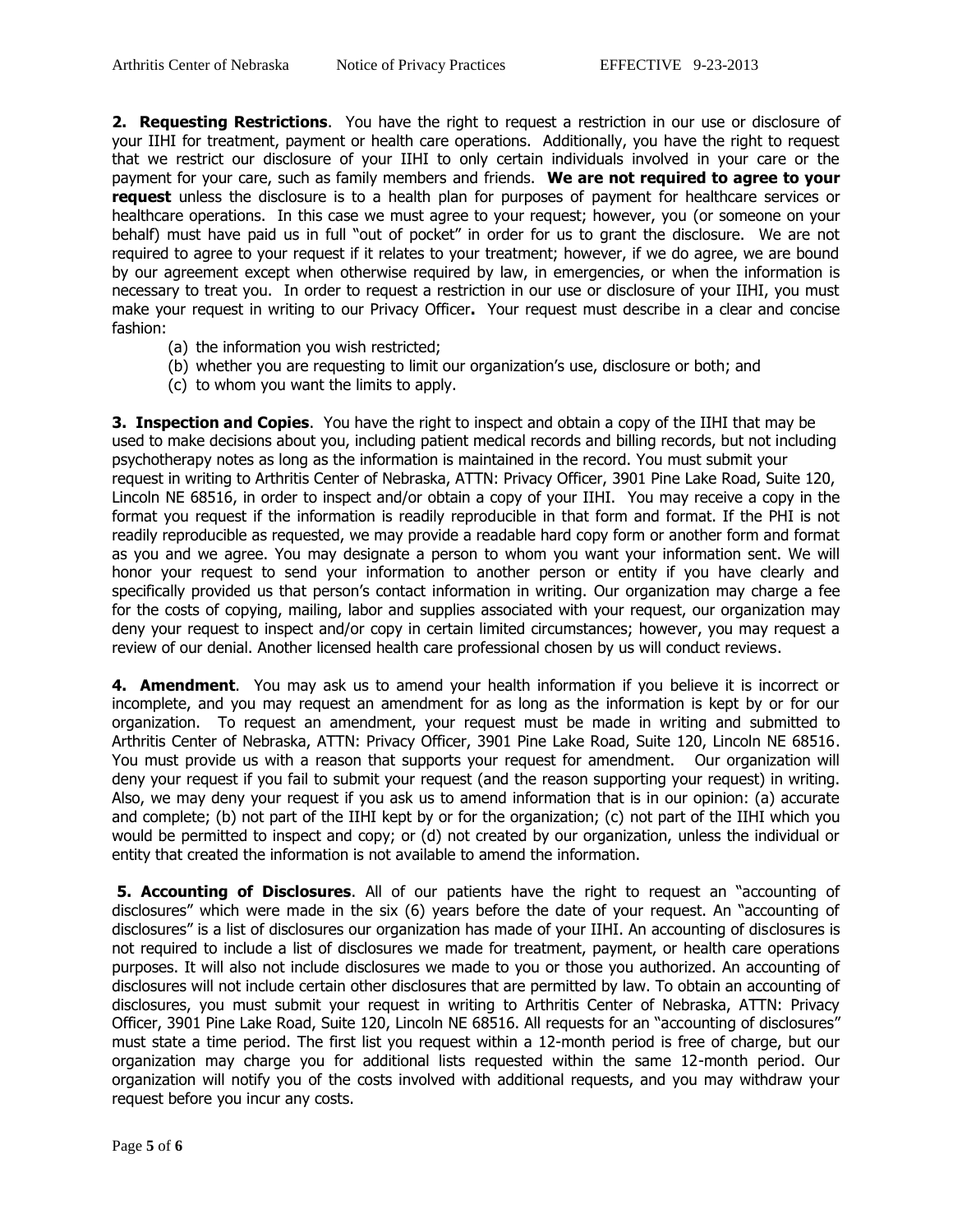**2. Requesting Restrictions**. You have the right to request a restriction in our use or disclosure of your IIHI for treatment, payment or health care operations. Additionally, you have the right to request that we restrict our disclosure of your IIHI to only certain individuals involved in your care or the payment for your care, such as family members and friends. **We are not required to agree to your request** unless the disclosure is to a health plan for purposes of payment for healthcare services or healthcare operations. In this case we must agree to your request; however, you (or someone on your behalf) must have paid us in full "out of pocket" in order for us to grant the disclosure. We are not required to agree to your request if it relates to your treatment; however, if we do agree, we are bound by our agreement except when otherwise required by law, in emergencies, or when the information is necessary to treat you. In order to request a restriction in our use or disclosure of your IIHI, you must make your request in writing to our Privacy Officer**.** Your request must describe in a clear and concise fashion:

(a) the information you wish restricted;
(b) whether you are requesting to limit our organization's use, disclosure or both; and
(c) to whom you want the limits to apply.

**3. Inspection and Copies**. You have the right to inspect and obtain a copy of the IIHI that may be used to make decisions about you, including patient medical records and billing records, but not including psychotherapy notes as long as the information is maintained in the record. You must submit your request in writing to Arthritis Center of Nebraska, ATTN: Privacy Officer, 3901 Pine Lake Road, Suite 120, Lincoln NE 68516, in order to inspect and/or obtain a copy of your IIHI. You may receive a copy in the format you request if the information is readily reproducible in that form and format. If the PHI is not readily reproducible as requested, we may provide a readable hard copy form or another form and format as you and we agree. You may designate a person to whom you want your information sent. We will honor your request to send your information to another person or entity if you have clearly and specifically provided us that person's contact information in writing. Our organization may charge a fee for the costs of copying, mailing, labor and supplies associated with your request, our organization may deny your request to inspect and/or copy in certain limited circumstances; however, you may request a review of our denial. Another licensed health care professional chosen by us will conduct reviews.

**4. Amendment**. You may ask us to amend your health information if you believe it is incorrect or incomplete, and you may request an amendment for as long as the information is kept by or for our organization. To request an amendment, your request must be made in writing and submitted to Arthritis Center of Nebraska, ATTN: Privacy Officer, 3901 Pine Lake Road, Suite 120, Lincoln NE 68516. You must provide us with a reason that supports your request for amendment. Our organization will deny your request if you fail to submit your request (and the reason supporting your request) in writing. Also, we may deny your request if you ask us to amend information that is in our opinion: (a) accurate and complete; (b) not part of the IIHI kept by or for the organization; (c) not part of the IIHI which you would be permitted to inspect and copy; or (d) not created by our organization, unless the individual or entity that created the information is not available to amend the information.

**5. Accounting of Disclosures**. All of our patients have the right to request an "accounting of disclosures" which were made in the six (6) years before the date of your request. An "accounting of disclosures" is a list of disclosures our organization has made of your IIHI. An accounting of disclosures is not required to include a list of disclosures we made for treatment, payment, or health care operations purposes. It will also not include disclosures we made to you or those you authorized. An accounting of disclosures will not include certain other disclosures that are permitted by law. To obtain an accounting of disclosures, you must submit your request in writing to Arthritis Center of Nebraska, ATTN: Privacy Officer, 3901 Pine Lake Road, Suite 120, Lincoln NE 68516. All requests for an "accounting of disclosures" must state a time period. The first list you request within a 12-month period is free of charge, but our organization may charge you for additional lists requested within the same 12-month period. Our organization will notify you of the costs involved with additional requests, and you may withdraw your request before you incur any costs.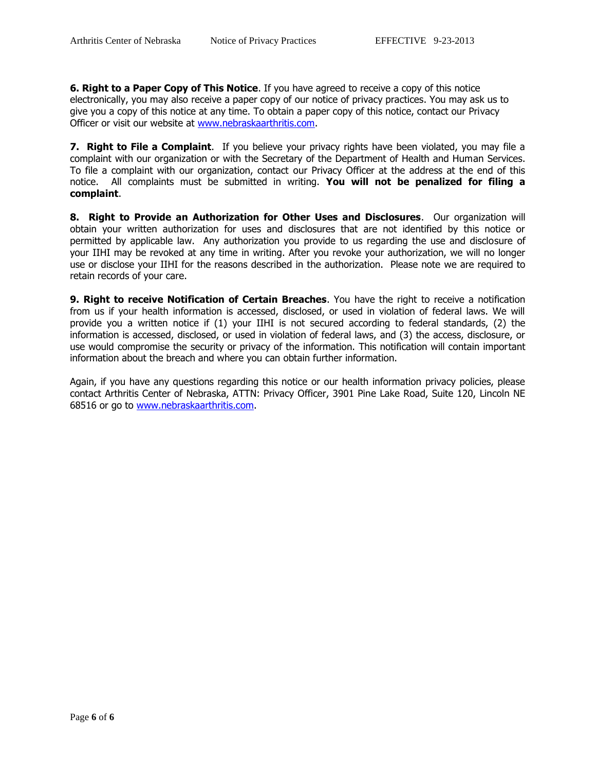**6. Right to a Paper Copy of This Notice**. If you have agreed to receive a copy of this notice electronically, you may also receive a paper copy of our notice of privacy practices. You may ask us to give you a copy of this notice at any time. To obtain a paper copy of this notice, contact our Privacy Officer or visit our website at www.nebraskaarthritis.com.

**7. Right to File a Complaint**. If you believe your privacy rights have been violated, you may file a complaint with our organization or with the Secretary of the Department of Health and Human Services. To file a complaint with our organization, contact our Privacy Officer at the address at the end of this notice. All complaints must be submitted in writing. **You will not be penalized for filing a complaint**.

**8. Right to Provide an Authorization for Other Uses and Disclosures**. Our organization will obtain your written authorization for uses and disclosures that are not identified by this notice or permitted by applicable law. Any authorization you provide to us regarding the use and disclosure of your IIHI may be revoked at any time in writing. After you revoke your authorization, we will no longer use or disclose your IIHI for the reasons described in the authorization. Please note we are required to retain records of your care.

**9. Right to receive Notification of Certain Breaches**. You have the right to receive a notification from us if your health information is accessed, disclosed, or used in violation of federal laws. We will provide you a written notice if (1) your IIHI is not secured according to federal standards, (2) the information is accessed, disclosed, or used in violation of federal laws, and (3) the access, disclosure, or use would compromise the security or privacy of the information. This notification will contain important information about the breach and where you can obtain further information.

Again, if you have any questions regarding this notice or our health information privacy policies, please contact Arthritis Center of Nebraska, ATTN: Privacy Officer, 3901 Pine Lake Road, Suite 120, Lincoln NE 68516 or go to www.nebraskaarthritis.com.